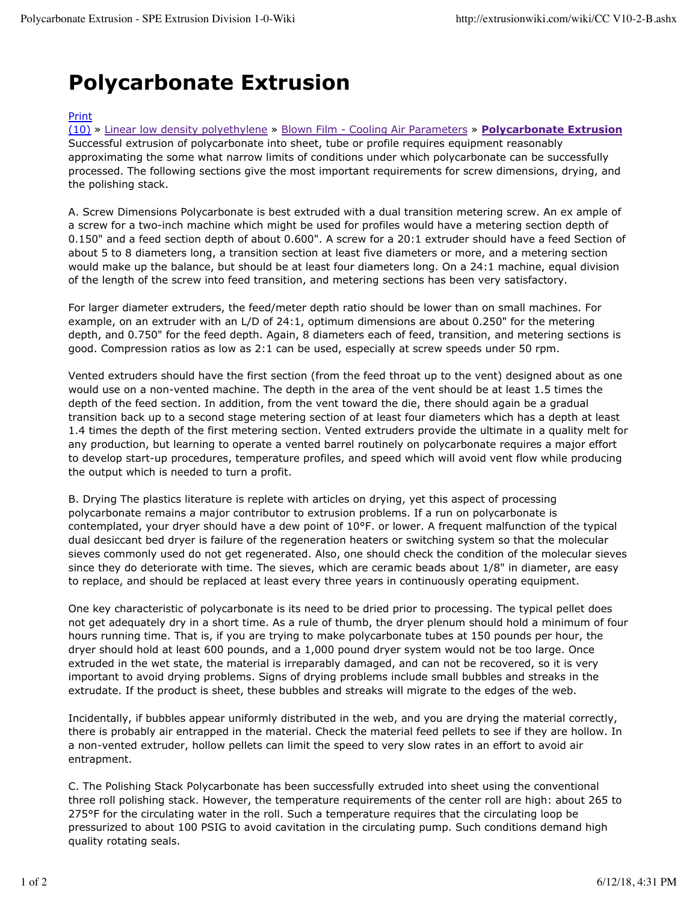# Polycarbonate Extrusion

Print
(10) » Linear low density polyethylene » Blown Film - Cooling Air Parameters » **Polycarbonate Extrusion**
Successful extrusion of polycarbonate into sheet, tube or profile requires equipment reasonably approximating the some what narrow limits of conditions under which polycarbonate can be successfully processed. The following sections give the most important requirements for screw dimensions, drying, and the polishing stack.

A. Screw Dimensions Polycarbonate is best extruded with a dual transition metering screw. An ex ample of a screw for a two-inch machine which might be used for profiles would have a metering section depth of 0.150" and a feed section depth of about 0.600". A screw for a 20:1 extruder should have a feed Section of about 5 to 8 diameters long, a transition section at least five diameters or more, and a metering section would make up the balance, but should be at least four diameters long. On a 24:1 machine, equal division of the length of the screw into feed transition, and metering sections has been very satisfactory.

For larger diameter extruders, the feed/meter depth ratio should be lower than on small machines. For example, on an extruder with an L/D of 24:1, optimum dimensions are about 0.250" for the metering depth, and 0.750" for the feed depth. Again, 8 diameters each of feed, transition, and metering sections is good. Compression ratios as low as 2:1 can be used, especially at screw speeds under 50 rpm.

Vented extruders should have the first section (from the feed throat up to the vent) designed about as one would use on a non-vented machine. The depth in the area of the vent should be at least 1.5 times the depth of the feed section. In addition, from the vent toward the die, there should again be a gradual transition back up to a second stage metering section of at least four diameters which has a depth at least 1.4 times the depth of the first metering section. Vented extruders provide the ultimate in a quality melt for any production, but learning to operate a vented barrel routinely on polycarbonate requires a major effort to develop start-up procedures, temperature profiles, and speed which will avoid vent flow while producing the output which is needed to turn a profit.

B. Drying The plastics literature is replete with articles on drying, yet this aspect of processing polycarbonate remains a major contributor to extrusion problems. If a run on polycarbonate is contemplated, your dryer should have a dew point of 10°F. or lower. A frequent malfunction of the typical dual desiccant bed dryer is failure of the regeneration heaters or switching system so that the molecular sieves commonly used do not get regenerated. Also, one should check the condition of the molecular sieves since they do deteriorate with time. The sieves, which are ceramic beads about 1/8" in diameter, are easy to replace, and should be replaced at least every three years in continuously operating equipment.

One key characteristic of polycarbonate is its need to be dried prior to processing. The typical pellet does not get adequately dry in a short time. As a rule of thumb, the dryer plenum should hold a minimum of four hours running time. That is, if you are trying to make polycarbonate tubes at 150 pounds per hour, the dryer should hold at least 600 pounds, and a 1,000 pound dryer system would not be too large. Once extruded in the wet state, the material is irreparably damaged, and can not be recovered, so it is very important to avoid drying problems. Signs of drying problems include small bubbles and streaks in the extrudate. If the product is sheet, these bubbles and streaks will migrate to the edges of the web.

Incidentally, if bubbles appear uniformly distributed in the web, and you are drying the material correctly, there is probably air entrapped in the material. Check the material feed pellets to see if they are hollow. In a non-vented extruder, hollow pellets can limit the speed to very slow rates in an effort to avoid air entrapment.

C. The Polishing Stack Polycarbonate has been successfully extruded into sheet using the conventional three roll polishing stack. However, the temperature requirements of the center roll are high: about 265 to 275°F for the circulating water in the roll. Such a temperature requires that the circulating loop be pressurized to about 100 PSIG to avoid cavitation in the circulating pump. Such conditions demand high quality rotating seals.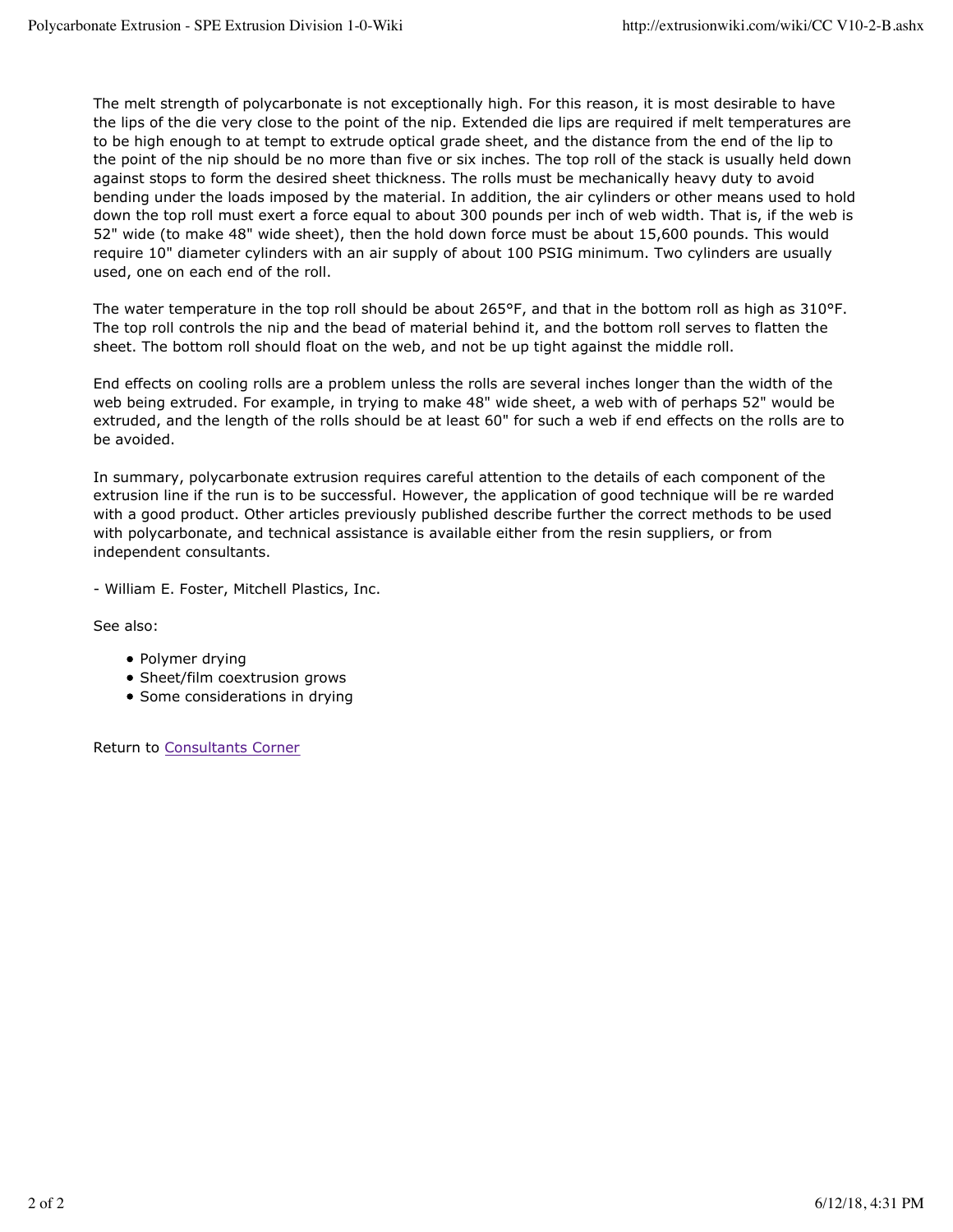The melt strength of polycarbonate is not exceptionally high. For this reason, it is most desirable to have the lips of the die very close to the point of the nip. Extended die lips are required if melt temperatures are to be high enough to at tempt to extrude optical grade sheet, and the distance from the end of the lip to the point of the nip should be no more than five or six inches. The top roll of the stack is usually held down against stops to form the desired sheet thickness. The rolls must be mechanically heavy duty to avoid bending under the loads imposed by the material. In addition, the air cylinders or other means used to hold down the top roll must exert a force equal to about 300 pounds per inch of web width. That is, if the web is 52" wide (to make 48" wide sheet), then the hold down force must be about 15,600 pounds. This would require 10" diameter cylinders with an air supply of about 100 PSIG minimum. Two cylinders are usually used, one on each end of the roll.

The water temperature in the top roll should be about 265°F, and that in the bottom roll as high as 310°F. The top roll controls the nip and the bead of material behind it, and the bottom roll serves to flatten the sheet. The bottom roll should float on the web, and not be up tight against the middle roll.

End effects on cooling rolls are a problem unless the rolls are several inches longer than the width of the web being extruded. For example, in trying to make 48" wide sheet, a web with of perhaps 52" would be extruded, and the length of the rolls should be at least 60" for such a web if end effects on the rolls are to be avoided.

In summary, polycarbonate extrusion requires careful attention to the details of each component of the extrusion line if the run is to be successful. However, the application of good technique will be re warded with a good product. Other articles previously published describe further the correct methods to be used with polycarbonate, and technical assistance is available either from the resin suppliers, or from independent consultants.

- William E. Foster, Mitchell Plastics, Inc.

See also:

- Polymer drying
- Sheet/film coextrusion grows
- Some considerations in drying

Return to Consultants Corner